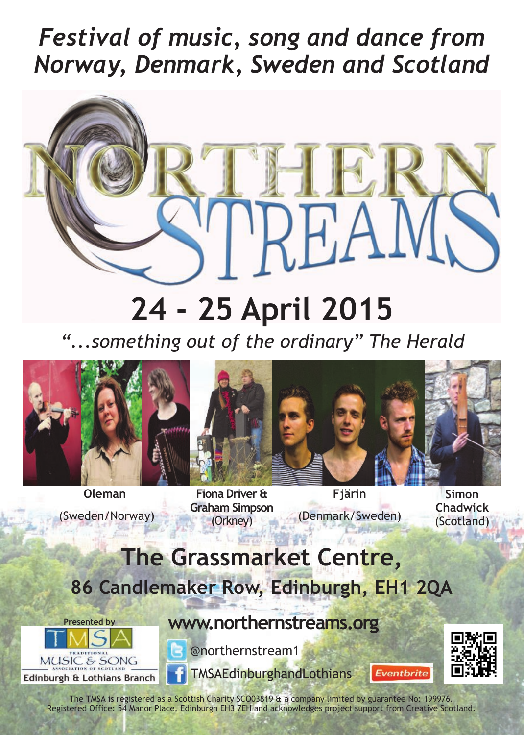*Festival of music, song and dance from Norway, Denmark, Sweden and Scotland*

# NORTHERN STREAMS

## 24 - 25 April 2015

*"...something out of the ordinary" The Herald*

**Oleman** (Sweden/Norway)

**Fiona Driver & Graham Simpson** (Orkney)

**Fjärin** (Denmark/Sweden)

**Simon Chadwick** (Scotland)

## The Grassmarket Centre,

**86 Candlemaker Row, Edinburgh, EH1 2QA**

**www.northernstreams.org**

@northernstream1

TMSAEdinburghandLothians

Eventbrite

Presented by TMSA Traditional Music & Song Association of Scotland Edinburgh & Lothians Branch

The TMSA is registered as a Scottish Charity SC003819 & a company limited by guarantee No: 199976.
Registered Office: 54 Manor Place, Edinburgh EH3 7EH and acknowledges project support from Creative Scotland.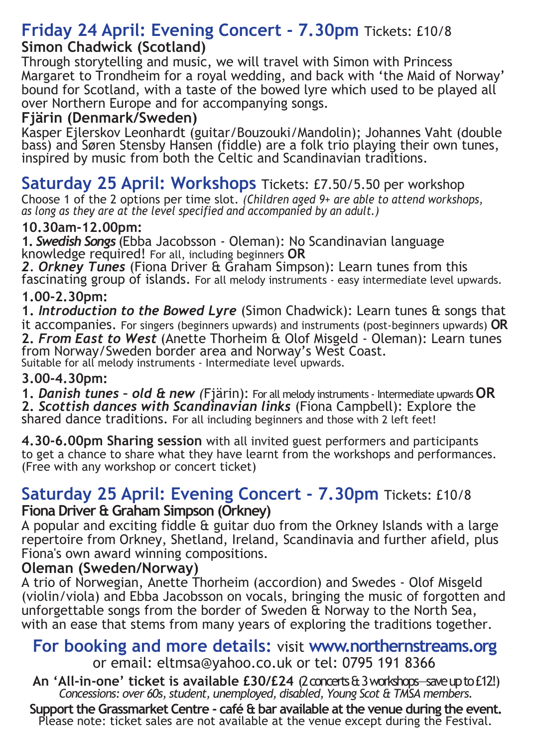## Friday 24 April: Evening Concert - 7.30pm Tickets: £10/8

**Simon Chadwick (Scotland)**

Through storytelling and music, we will travel with Simon with Princess Margaret to Trondheim for a royal wedding, and back with 'the Maid of Norway' bound for Scotland, with a taste of the bowed lyre which used to be played all over Northern Europe and for accompanying songs.

**Fjärin (Denmark/Sweden)**

Kasper Ejlerskov Leonhardt (guitar/Bouzouki/Mandolin); Johannes Vaht (double bass) and Søren Stensby Hansen (fiddle) are a folk trio playing their own tunes, inspired by music from both the Celtic and Scandinavian traditions.

## Saturday 25 April: Workshops Tickets: £7.50/5.50 per workshop

Choose 1 of the 2 options per time slot. *(Children aged 9+ are able to attend workshops, as long as they are at the level specified and accompanied by an adult.)*

**10.30am-12.00pm:**

**1.** ***Swedish Songs*** (Ebba Jacobsson - Oleman): No Scandinavian language knowledge required! For all, including beginners **OR**

*2.* ***Orkney Tunes*** (Fiona Driver & Graham Simpson): Learn tunes from this fascinating group of islands. For all melody instruments - easy intermediate level upwards.

**1.00-2.30pm:**

**1.** ***Introduction to the Bowed Lyre*** (Simon Chadwick): Learn tunes & songs that it accompanies. For singers (beginners upwards) and instruments (post-beginners upwards) **OR**

**2.** ***From East to West*** (Anette Thorheim & Olof Misgeld - Oleman): Learn tunes from Norway/Sweden border area and Norway's West Coast.
Suitable for all melody instruments - Intermediate level upwards.

**3.00-4.30pm:**

**1.** ***Danish tunes – old & new*** *(*Fjärin): For all melody instruments - Intermediate upwards **OR**

**2.** ***Scottish dances with Scandinavian links*** (Fiona Campbell): Explore the shared dance traditions. For all including beginners and those with 2 left feet!

**4.30-6.00pm Sharing session** with all invited guest performers and participants to get a chance to share what they have learnt from the workshops and performances. (Free with any workshop or concert ticket)

## Saturday 25 April: Evening Concert - 7.30pm Tickets: £10/8

**Fiona Driver & Graham Simpson (Orkney)**

A popular and exciting fiddle & guitar duo from the Orkney Islands with a large repertoire from Orkney, Shetland, Ireland, Scandinavia and further afield, plus Fiona's own award winning compositions.

**Oleman (Sweden/Norway)**

A trio of Norwegian, Anette Thorheim (accordion) and Swedes - Olof Misgeld (violin/viola) and Ebba Jacobsson on vocals, bringing the music of forgotten and unforgettable songs from the border of Sweden & Norway to the North Sea, with an ease that stems from many years of exploring the traditions together.

**For booking and more details:** visit **www.northernstreams.org**
or email: eltmsa@yahoo.co.uk or tel: 0795 191 8366

**An 'All-in-one' ticket is available £30/£24** (2 concerts & 3 workshops—save up to £12!)
*Concessions: over 60s, student, unemployed, disabled, Young Scot & TMSA members.*

**Support the Grassmarket Centre - café & bar available at the venue during the event.**
Please note: ticket sales are not available at the venue except during the Festival.